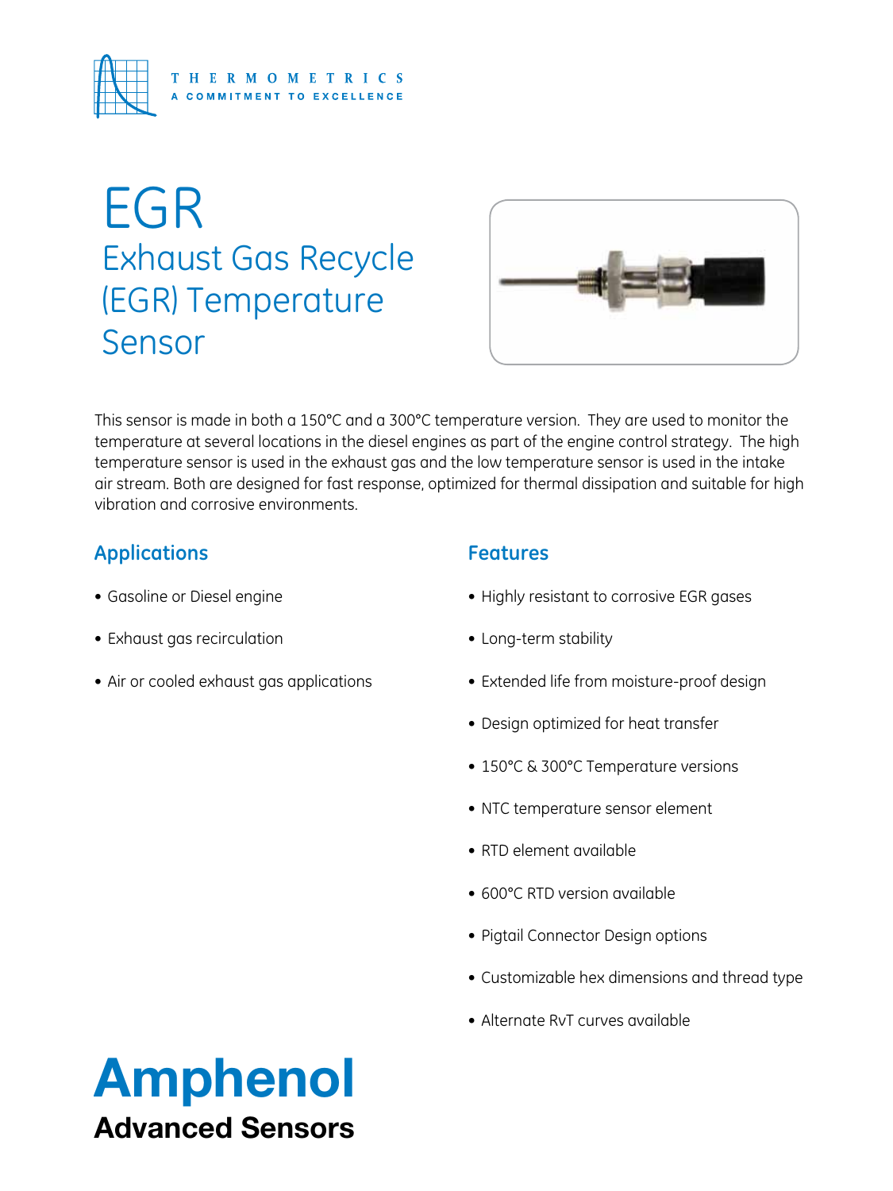THERMOMETRICS
A COMMITMENT TO EXCELLENCE

# EGR

## Exhaust Gas Recycle (EGR) Temperature Sensor

This sensor is made in both a 150°C and a 300°C temperature version. They are used to monitor the temperature at several locations in the diesel engines as part of the engine control strategy. The high temperature sensor is used in the exhaust gas and the low temperature sensor is used in the intake air stream. Both are designed for fast response, optimized for thermal dissipation and suitable for high vibration and corrosive environments.

### Applications

- Gasoline or Diesel engine
- Exhaust gas recirculation
- Air or cooled exhaust gas applications

### Features

- Highly resistant to corrosive EGR gases
- Long-term stability
- Extended life from moisture-proof design
- Design optimized for heat transfer
- 150°C & 300°C Temperature versions
- NTC temperature sensor element
- RTD element available
- 600°C RTD version available
- Pigtail Connector Design options
- Customizable hex dimensions and thread type
- Alternate RvT curves available

**Amphenol**
**Advanced Sensors**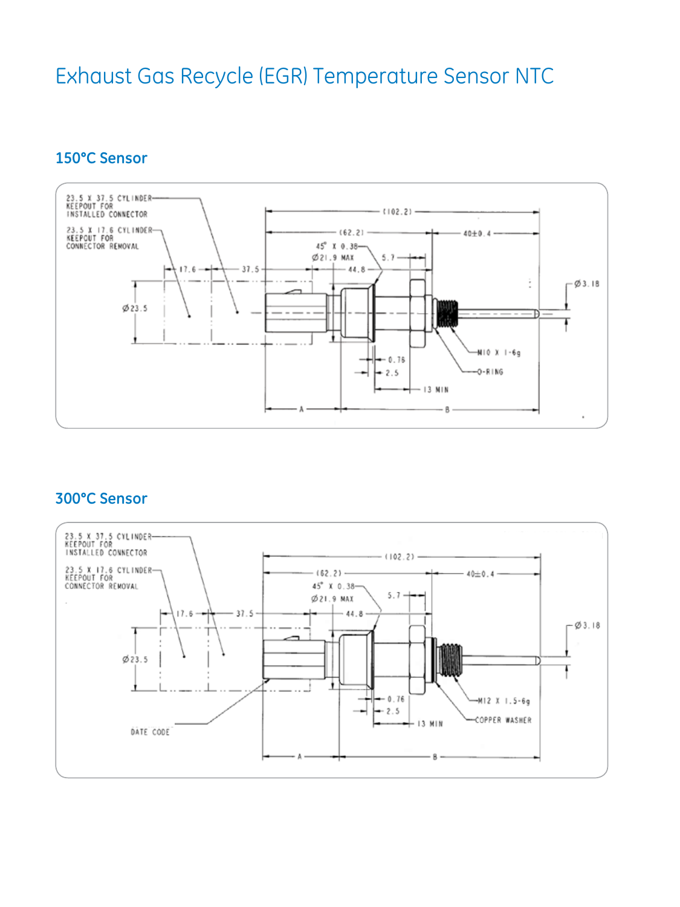# Exhaust Gas Recycle (EGR) Temperature Sensor NTC

## 150°C Sensor

23.5 X 37.5 CYLINDER KEEPOUT FOR INSTALLED CONNECTOR

23.5 X 17.6 CYLINDER KEEPOUT FOR CONNECTOR REMOVAL

(102.2)

(62.2)

40±0.4

45° X 0.38

Ø21.9 MAX

5.7

17.6

37.5

44.8

Ø23.5

Ø3.18

M10 X 1-6g

O-RING

0.76

2.5

13 MIN

A

B

## 300°C Sensor

23.5 X 37.5 CYLINDER KEEPOUT FOR INSTALLED CONNECTOR

23.5 X 17.6 CYLINDER KEEPOUT FOR CONNECTOR REMOVAL

(102.2)

(62.2)

40±0.4

45° X 0.38

Ø21.9 MAX

5.7

17.6

37.5

44.8

Ø23.5

Ø3.18

M12 X 1.5-6g

COPPER WASHER

0.76

2.5

13 MIN

DATE CODE

A

B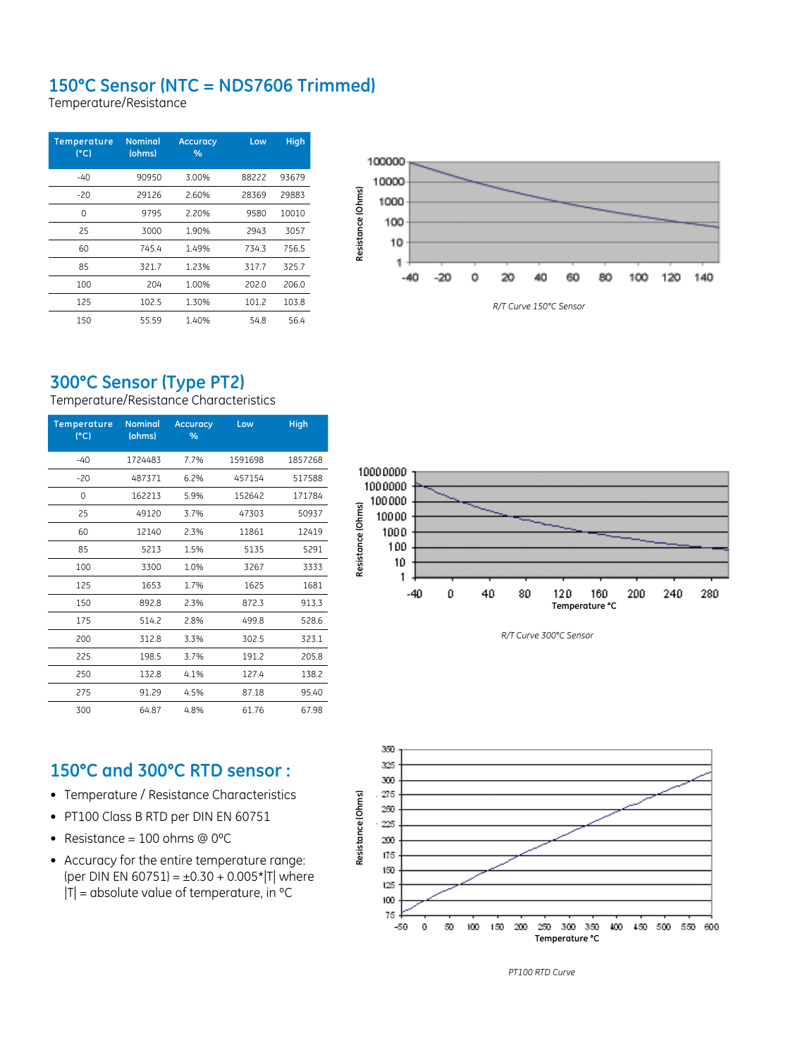## 150°C Sensor (NTC = NDS7606 Trimmed)

Temperature/Resistance

| Temperature (°C) | Nominal (ohms) | Accuracy % | Low | High |
|---|---|---|---|---|
| -40 | 90950 | 3.00% | 88222 | 93679 |
| -20 | 29126 | 2.60% | 28369 | 29883 |
| 0 | 9795 | 2.20% | 9580 | 10010 |
| 25 | 3000 | 1.90% | 2943 | 3057 |
| 60 | 745.4 | 1.49% | 734.3 | 756.5 |
| 85 | 321.7 | 1.23% | 317.7 | 325.7 |
| 100 | 204 | 1.00% | 202.0 | 206.0 |
| 125 | 102.5 | 1.30% | 101.2 | 103.8 |
| 150 | 55.59 | 1.40% | 54.8 | 56.4 |

*R/T Curve 150°C Sensor*

## 300°C Sensor (Type PT2)

Temperature/Resistance Characteristics

| Temperature (°C) | Nominal (ohms) | Accuracy % | Low | High |
|---|---|---|---|---|
| -40 | 1724483 | 7.7% | 1591698 | 1857268 |
| -20 | 487371 | 6.2% | 457154 | 517588 |
| 0 | 162213 | 5.9% | 152642 | 171784 |
| 25 | 49120 | 3.7% | 47303 | 50937 |
| 60 | 12140 | 2.3% | 11861 | 12419 |
| 85 | 5213 | 1.5% | 5135 | 5291 |
| 100 | 3300 | 1.0% | 3267 | 3333 |
| 125 | 1653 | 1.7% | 1625 | 1681 |
| 150 | 892.8 | 2.3% | 872.3 | 913.3 |
| 175 | 514.2 | 2.8% | 499.8 | 528.6 |
| 200 | 312.8 | 3.3% | 302.5 | 323.1 |
| 225 | 198.5 | 3.7% | 191.2 | 205.8 |
| 250 | 132.8 | 4.1% | 127.4 | 138.2 |
| 275 | 91.29 | 4.5% | 87.18 | 95.40 |
| 300 | 64.87 | 4.8% | 61.76 | 67.98 |

*R/T Curve 300°C Sensor*

## 150°C and 300°C RTD sensor :

- Temperature / Resistance Characteristics
- PT100 Class B RTD per DIN EN 60751
- Resistance = 100 ohms @ 0°C
- Accuracy for the entire temperature range: (per DIN EN 60751) = ±0.30 + 0.005*|T| where |T| = absolute value of temperature, in °C

*PT100 RTD Curve*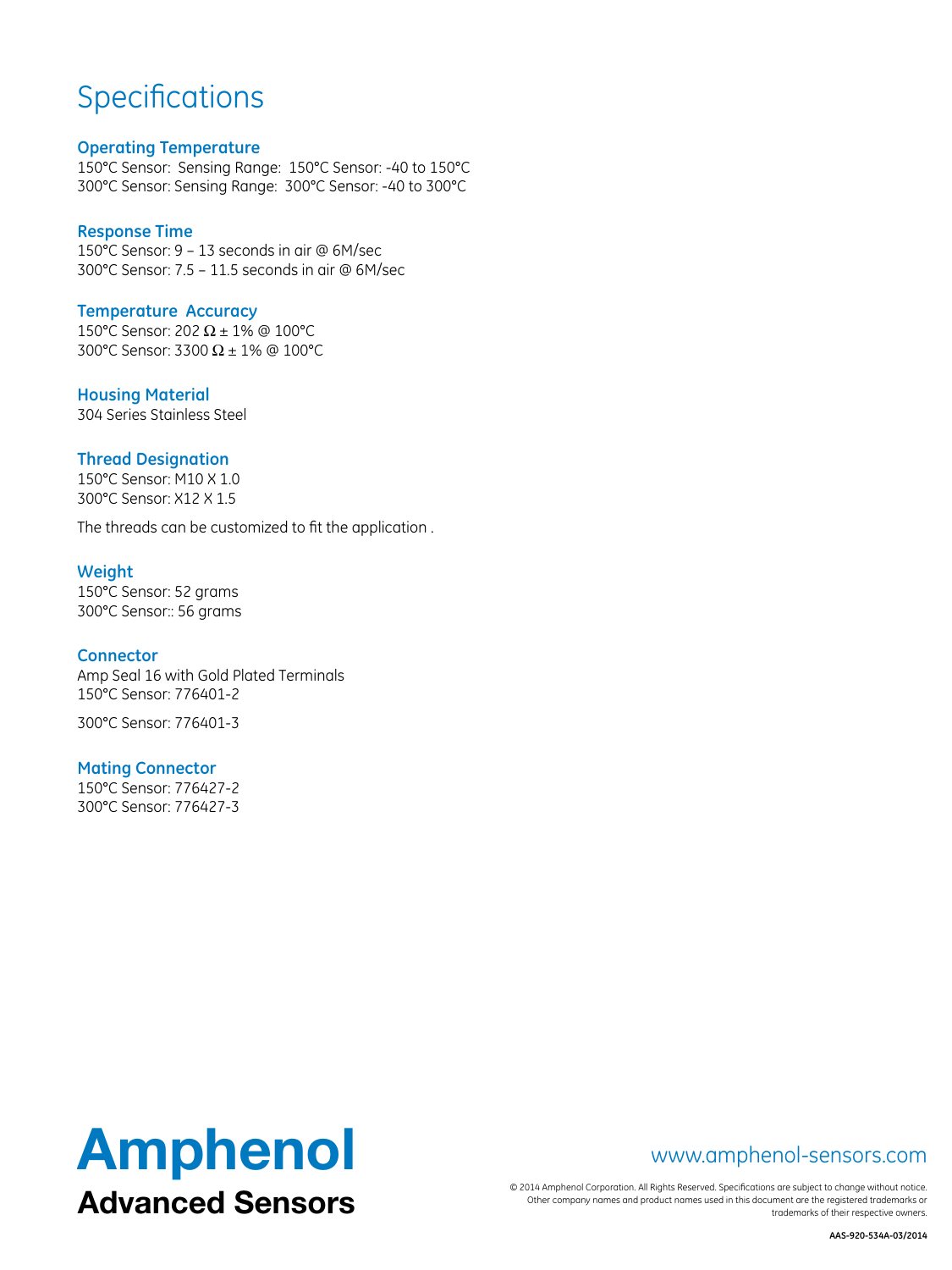# Specifications

### Operating Temperature

150°C Sensor:  Sensing Range:  150°C Sensor: -40 to 150°C
300°C Sensor: Sensing Range:  300°C Sensor: -40 to 300°C

### Response Time

150°C Sensor: 9 – 13 seconds in air @ 6M/sec
300°C Sensor: 7.5 – 11.5 seconds in air @ 6M/sec

### Temperature  Accuracy

150°C Sensor: 202 Ω ± 1% @ 100°C
300°C Sensor: 3300 Ω ± 1% @ 100°C

### Housing Material

304 Series Stainless Steel

### Thread Designation

150°C Sensor: M10 X 1.0
300°C Sensor: X12 X 1.5

The threads can be customized to fit the application .

### Weight

150°C Sensor: 52 grams
300°C Sensor:: 56 grams

### Connector

Amp Seal 16 with Gold Plated Terminals
150°C Sensor: 776401-2

300°C Sensor: 776401-3

### Mating Connector

150°C Sensor: 776427-2
300°C Sensor: 776427-3

**Amphenol**
**Advanced Sensors**

www.amphenol-sensors.com

© 2014 Amphenol Corporation. All Rights Reserved. Specifications are subject to change without notice. Other company names and product names used in this document are the registered trademarks or trademarks of their respective owners.

**AAS-920-534A-03/2014**